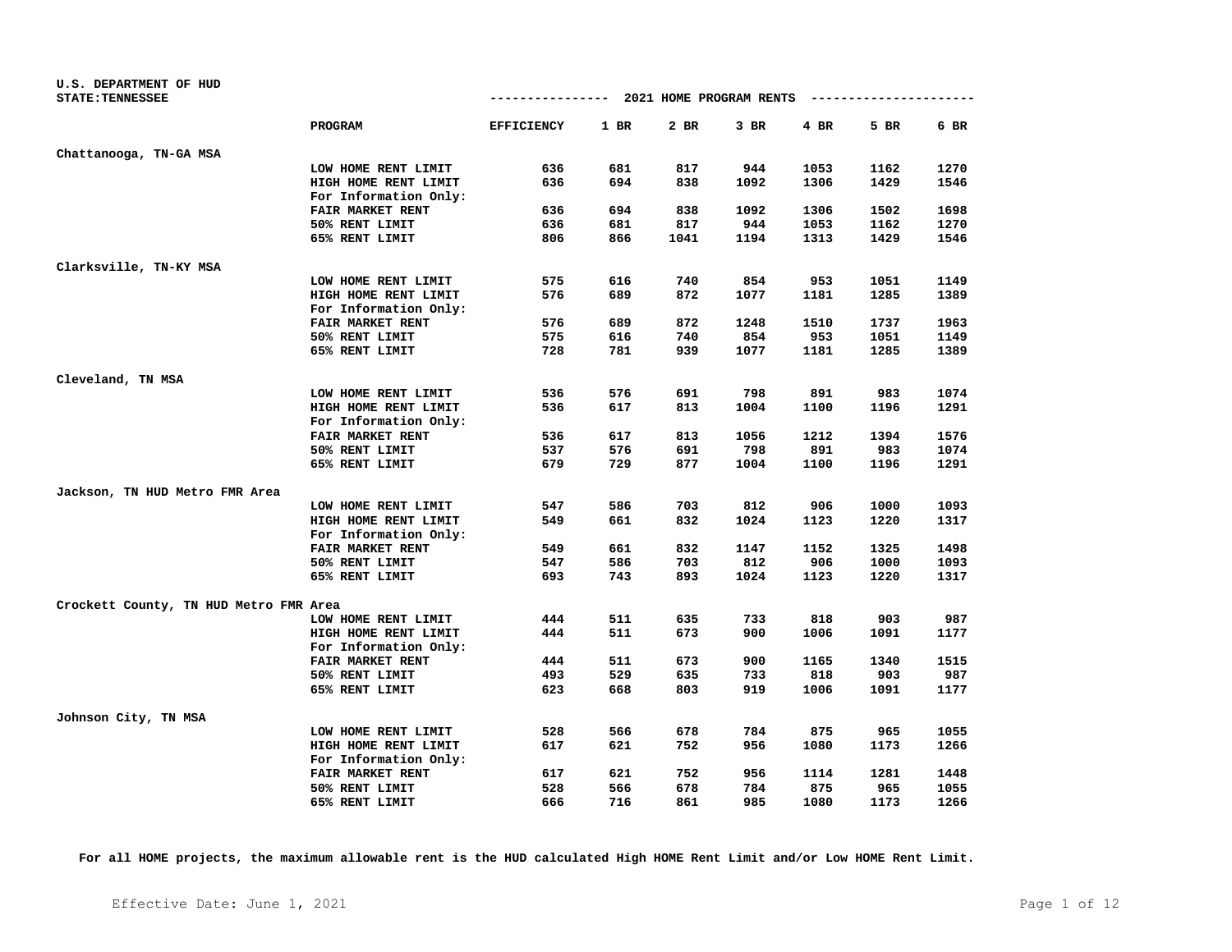U.S. DEPARTMENT OF HUD
STATE:TENNESSEE

## 2021 HOME PROGRAM RENTS

| | PROGRAM | EFFICIENCY | 1 BR | 2 BR | 3 BR | 4 BR | 5 BR | 6 BR |
|---|---|---|---|---|---|---|---|---|
| **Chattanooga, TN-GA MSA** | | | | | | | | |
| | LOW HOME RENT LIMIT | 636 | 681 | 817 | 944 | 1053 | 1162 | 1270 |
| | HIGH HOME RENT LIMIT | 636 | 694 | 838 | 1092 | 1306 | 1429 | 1546 |
| | For Information Only: | | | | | | | |
| | FAIR MARKET RENT | 636 | 694 | 838 | 1092 | 1306 | 1502 | 1698 |
| | 50% RENT LIMIT | 636 | 681 | 817 | 944 | 1053 | 1162 | 1270 |
| | 65% RENT LIMIT | 806 | 866 | 1041 | 1194 | 1313 | 1429 | 1546 |
| **Clarksville, TN-KY MSA** | | | | | | | | |
| | LOW HOME RENT LIMIT | 575 | 616 | 740 | 854 | 953 | 1051 | 1149 |
| | HIGH HOME RENT LIMIT | 576 | 689 | 872 | 1077 | 1181 | 1285 | 1389 |
| | For Information Only: | | | | | | | |
| | FAIR MARKET RENT | 576 | 689 | 872 | 1248 | 1510 | 1737 | 1963 |
| | 50% RENT LIMIT | 575 | 616 | 740 | 854 | 953 | 1051 | 1149 |
| | 65% RENT LIMIT | 728 | 781 | 939 | 1077 | 1181 | 1285 | 1389 |
| **Cleveland, TN MSA** | | | | | | | | |
| | LOW HOME RENT LIMIT | 536 | 576 | 691 | 798 | 891 | 983 | 1074 |
| | HIGH HOME RENT LIMIT | 536 | 617 | 813 | 1004 | 1100 | 1196 | 1291 |
| | For Information Only: | | | | | | | |
| | FAIR MARKET RENT | 536 | 617 | 813 | 1056 | 1212 | 1394 | 1576 |
| | 50% RENT LIMIT | 537 | 576 | 691 | 798 | 891 | 983 | 1074 |
| | 65% RENT LIMIT | 679 | 729 | 877 | 1004 | 1100 | 1196 | 1291 |
| **Jackson, TN HUD Metro FMR Area** | | | | | | | | |
| | LOW HOME RENT LIMIT | 547 | 586 | 703 | 812 | 906 | 1000 | 1093 |
| | HIGH HOME RENT LIMIT | 549 | 661 | 832 | 1024 | 1123 | 1220 | 1317 |
| | For Information Only: | | | | | | | |
| | FAIR MARKET RENT | 549 | 661 | 832 | 1147 | 1152 | 1325 | 1498 |
| | 50% RENT LIMIT | 547 | 586 | 703 | 812 | 906 | 1000 | 1093 |
| | 65% RENT LIMIT | 693 | 743 | 893 | 1024 | 1123 | 1220 | 1317 |
| **Crockett County, TN HUD Metro FMR Area** | | | | | | | | |
| | LOW HOME RENT LIMIT | 444 | 511 | 635 | 733 | 818 | 903 | 987 |
| | HIGH HOME RENT LIMIT | 444 | 511 | 673 | 900 | 1006 | 1091 | 1177 |
| | For Information Only: | | | | | | | |
| | FAIR MARKET RENT | 444 | 511 | 673 | 900 | 1165 | 1340 | 1515 |
| | 50% RENT LIMIT | 493 | 529 | 635 | 733 | 818 | 903 | 987 |
| | 65% RENT LIMIT | 623 | 668 | 803 | 919 | 1006 | 1091 | 1177 |
| **Johnson City, TN MSA** | | | | | | | | |
| | LOW HOME RENT LIMIT | 528 | 566 | 678 | 784 | 875 | 965 | 1055 |
| | HIGH HOME RENT LIMIT | 617 | 621 | 752 | 956 | 1080 | 1173 | 1266 |
| | For Information Only: | | | | | | | |
| | FAIR MARKET RENT | 617 | 621 | 752 | 956 | 1114 | 1281 | 1448 |
| | 50% RENT LIMIT | 528 | 566 | 678 | 784 | 875 | 965 | 1055 |
| | 65% RENT LIMIT | 666 | 716 | 861 | 985 | 1080 | 1173 | 1266 |

**For all HOME projects, the maximum allowable rent is the HUD calculated High HOME Rent Limit and/or Low HOME Rent Limit.**

Effective Date: June 1, 2021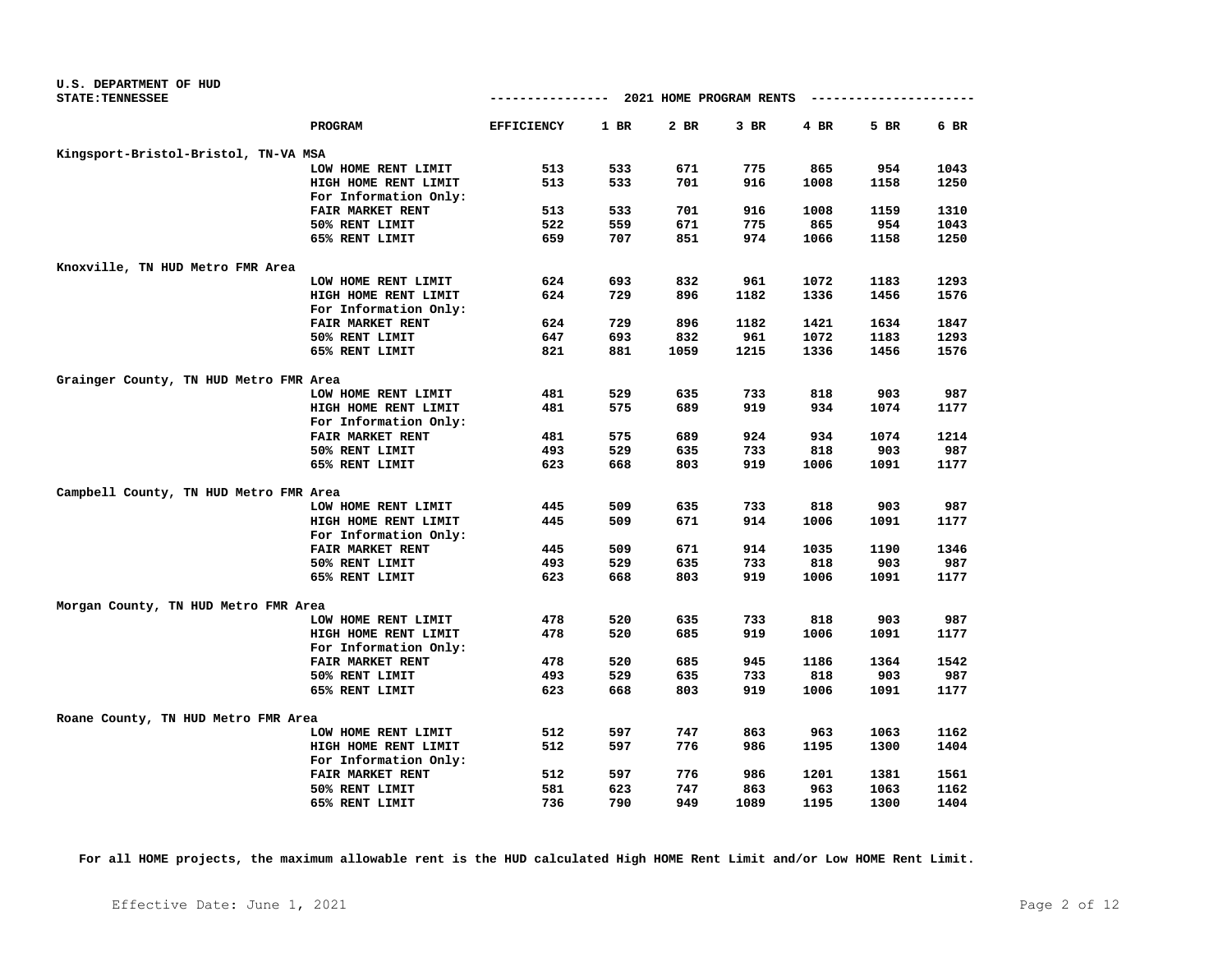U.S. DEPARTMENT OF HUD
STATE: TENNESSEE

## 2021 HOME PROGRAM RENTS

| | PROGRAM | EFFICIENCY | 1 BR | 2 BR | 3 BR | 4 BR | 5 BR | 6 BR |
|---|---|---|---|---|---|---|---|---|
| **Kingsport-Bristol-Bristol, TN-VA MSA** | | | | | | | | |
| | LOW HOME RENT LIMIT | 513 | 533 | 671 | 775 | 865 | 954 | 1043 |
| | HIGH HOME RENT LIMIT | 513 | 533 | 701 | 916 | 1008 | 1158 | 1250 |
| | For Information Only: | | | | | | | |
| | FAIR MARKET RENT | 513 | 533 | 701 | 916 | 1008 | 1159 | 1310 |
| | 50% RENT LIMIT | 522 | 559 | 671 | 775 | 865 | 954 | 1043 |
| | 65% RENT LIMIT | 659 | 707 | 851 | 974 | 1066 | 1158 | 1250 |
| **Knoxville, TN HUD Metro FMR Area** | | | | | | | | |
| | LOW HOME RENT LIMIT | 624 | 693 | 832 | 961 | 1072 | 1183 | 1293 |
| | HIGH HOME RENT LIMIT | 624 | 729 | 896 | 1182 | 1336 | 1456 | 1576 |
| | For Information Only: | | | | | | | |
| | FAIR MARKET RENT | 624 | 729 | 896 | 1182 | 1421 | 1634 | 1847 |
| | 50% RENT LIMIT | 647 | 693 | 832 | 961 | 1072 | 1183 | 1293 |
| | 65% RENT LIMIT | 821 | 881 | 1059 | 1215 | 1336 | 1456 | 1576 |
| **Grainger County, TN HUD Metro FMR Area** | | | | | | | | |
| | LOW HOME RENT LIMIT | 481 | 529 | 635 | 733 | 818 | 903 | 987 |
| | HIGH HOME RENT LIMIT | 481 | 575 | 689 | 919 | 934 | 1074 | 1177 |
| | For Information Only: | | | | | | | |
| | FAIR MARKET RENT | 481 | 575 | 689 | 924 | 934 | 1074 | 1214 |
| | 50% RENT LIMIT | 493 | 529 | 635 | 733 | 818 | 903 | 987 |
| | 65% RENT LIMIT | 623 | 668 | 803 | 919 | 1006 | 1091 | 1177 |
| **Campbell County, TN HUD Metro FMR Area** | | | | | | | | |
| | LOW HOME RENT LIMIT | 445 | 509 | 635 | 733 | 818 | 903 | 987 |
| | HIGH HOME RENT LIMIT | 445 | 509 | 671 | 914 | 1006 | 1091 | 1177 |
| | For Information Only: | | | | | | | |
| | FAIR MARKET RENT | 445 | 509 | 671 | 914 | 1035 | 1190 | 1346 |
| | 50% RENT LIMIT | 493 | 529 | 635 | 733 | 818 | 903 | 987 |
| | 65% RENT LIMIT | 623 | 668 | 803 | 919 | 1006 | 1091 | 1177 |
| **Morgan County, TN HUD Metro FMR Area** | | | | | | | | |
| | LOW HOME RENT LIMIT | 478 | 520 | 635 | 733 | 818 | 903 | 987 |
| | HIGH HOME RENT LIMIT | 478 | 520 | 685 | 919 | 1006 | 1091 | 1177 |
| | For Information Only: | | | | | | | |
| | FAIR MARKET RENT | 478 | 520 | 685 | 945 | 1186 | 1364 | 1542 |
| | 50% RENT LIMIT | 493 | 529 | 635 | 733 | 818 | 903 | 987 |
| | 65% RENT LIMIT | 623 | 668 | 803 | 919 | 1006 | 1091 | 1177 |
| **Roane County, TN HUD Metro FMR Area** | | | | | | | | |
| | LOW HOME RENT LIMIT | 512 | 597 | 747 | 863 | 963 | 1063 | 1162 |
| | HIGH HOME RENT LIMIT | 512 | 597 | 776 | 986 | 1195 | 1300 | 1404 |
| | For Information Only: | | | | | | | |
| | FAIR MARKET RENT | 512 | 597 | 776 | 986 | 1201 | 1381 | 1561 |
| | 50% RENT LIMIT | 581 | 623 | 747 | 863 | 963 | 1063 | 1162 |
| | 65% RENT LIMIT | 736 | 790 | 949 | 1089 | 1195 | 1300 | 1404 |

**For all HOME projects, the maximum allowable rent is the HUD calculated High HOME Rent Limit and/or Low HOME Rent Limit.**

Effective Date: June 1, 2021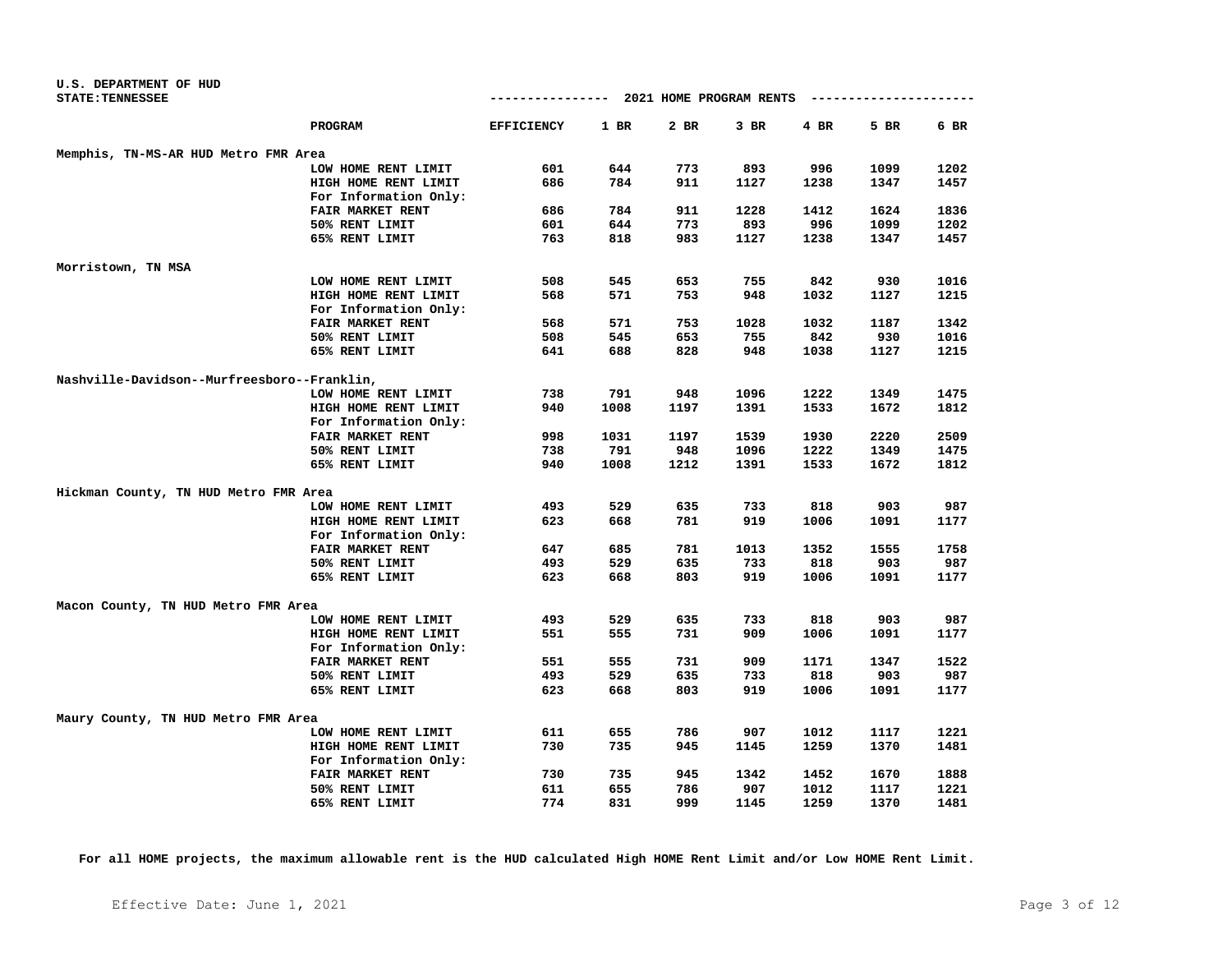U.S. DEPARTMENT OF HUD
STATE:TENNESSEE

## 2021 HOME PROGRAM RENTS

| | PROGRAM | EFFICIENCY | 1 BR | 2 BR | 3 BR | 4 BR | 5 BR | 6 BR |
|---|---|---|---|---|---|---|---|---|
| Memphis, TN-MS-AR HUD Metro FMR Area | | | | | | | | |
| | LOW HOME RENT LIMIT | 601 | 644 | 773 | 893 | 996 | 1099 | 1202 |
| | HIGH HOME RENT LIMIT | 686 | 784 | 911 | 1127 | 1238 | 1347 | 1457 |
| | For Information Only: | | | | | | | |
| | FAIR MARKET RENT | 686 | 784 | 911 | 1228 | 1412 | 1624 | 1836 |
| | 50% RENT LIMIT | 601 | 644 | 773 | 893 | 996 | 1099 | 1202 |
| | 65% RENT LIMIT | 763 | 818 | 983 | 1127 | 1238 | 1347 | 1457 |
| Morristown, TN MSA | | | | | | | | |
| | LOW HOME RENT LIMIT | 508 | 545 | 653 | 755 | 842 | 930 | 1016 |
| | HIGH HOME RENT LIMIT | 568 | 571 | 753 | 948 | 1032 | 1127 | 1215 |
| | For Information Only: | | | | | | | |
| | FAIR MARKET RENT | 568 | 571 | 753 | 1028 | 1032 | 1187 | 1342 |
| | 50% RENT LIMIT | 508 | 545 | 653 | 755 | 842 | 930 | 1016 |
| | 65% RENT LIMIT | 641 | 688 | 828 | 948 | 1038 | 1127 | 1215 |
| Nashville-Davidson--Murfreesboro--Franklin, | | | | | | | | |
| | LOW HOME RENT LIMIT | 738 | 791 | 948 | 1096 | 1222 | 1349 | 1475 |
| | HIGH HOME RENT LIMIT | 940 | 1008 | 1197 | 1391 | 1533 | 1672 | 1812 |
| | For Information Only: | | | | | | | |
| | FAIR MARKET RENT | 998 | 1031 | 1197 | 1539 | 1930 | 2220 | 2509 |
| | 50% RENT LIMIT | 738 | 791 | 948 | 1096 | 1222 | 1349 | 1475 |
| | 65% RENT LIMIT | 940 | 1008 | 1212 | 1391 | 1533 | 1672 | 1812 |
| Hickman County, TN HUD Metro FMR Area | | | | | | | | |
| | LOW HOME RENT LIMIT | 493 | 529 | 635 | 733 | 818 | 903 | 987 |
| | HIGH HOME RENT LIMIT | 623 | 668 | 781 | 919 | 1006 | 1091 | 1177 |
| | For Information Only: | | | | | | | |
| | FAIR MARKET RENT | 647 | 685 | 781 | 1013 | 1352 | 1555 | 1758 |
| | 50% RENT LIMIT | 493 | 529 | 635 | 733 | 818 | 903 | 987 |
| | 65% RENT LIMIT | 623 | 668 | 803 | 919 | 1006 | 1091 | 1177 |
| Macon County, TN HUD Metro FMR Area | | | | | | | | |
| | LOW HOME RENT LIMIT | 493 | 529 | 635 | 733 | 818 | 903 | 987 |
| | HIGH HOME RENT LIMIT | 551 | 555 | 731 | 909 | 1006 | 1091 | 1177 |
| | For Information Only: | | | | | | | |
| | FAIR MARKET RENT | 551 | 555 | 731 | 909 | 1171 | 1347 | 1522 |
| | 50% RENT LIMIT | 493 | 529 | 635 | 733 | 818 | 903 | 987 |
| | 65% RENT LIMIT | 623 | 668 | 803 | 919 | 1006 | 1091 | 1177 |
| Maury County, TN HUD Metro FMR Area | | | | | | | | |
| | LOW HOME RENT LIMIT | 611 | 655 | 786 | 907 | 1012 | 1117 | 1221 |
| | HIGH HOME RENT LIMIT | 730 | 735 | 945 | 1145 | 1259 | 1370 | 1481 |
| | For Information Only: | | | | | | | |
| | FAIR MARKET RENT | 730 | 735 | 945 | 1342 | 1452 | 1670 | 1888 |
| | 50% RENT LIMIT | 611 | 655 | 786 | 907 | 1012 | 1117 | 1221 |
| | 65% RENT LIMIT | 774 | 831 | 999 | 1145 | 1259 | 1370 | 1481 |

**For all HOME projects, the maximum allowable rent is the HUD calculated High HOME Rent Limit and/or Low HOME Rent Limit.**

Effective Date: June 1, 2021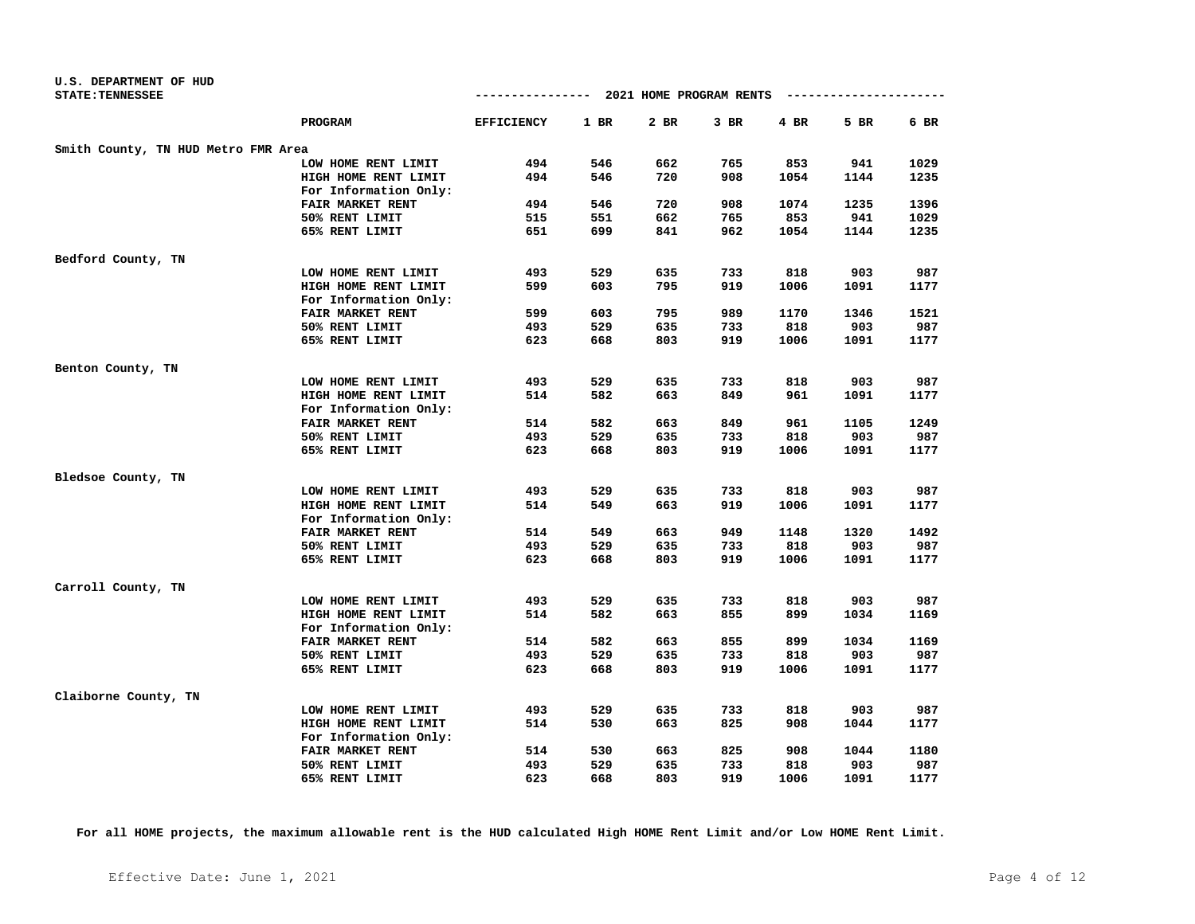U.S. DEPARTMENT OF HUD
STATE:TENNESSEE

## 2021 HOME PROGRAM RENTS

| | PROGRAM | EFFICIENCY | 1 BR | 2 BR | 3 BR | 4 BR | 5 BR | 6 BR |
|---|---|---|---|---|---|---|---|---|
| Smith County, TN HUD Metro FMR Area | | | | | | | | |
| | LOW HOME RENT LIMIT | 494 | 546 | 662 | 765 | 853 | 941 | 1029 |
| | HIGH HOME RENT LIMIT | 494 | 546 | 720 | 908 | 1054 | 1144 | 1235 |
| | For Information Only: | | | | | | | |
| | FAIR MARKET RENT | 494 | 546 | 720 | 908 | 1074 | 1235 | 1396 |
| | 50% RENT LIMIT | 515 | 551 | 662 | 765 | 853 | 941 | 1029 |
| | 65% RENT LIMIT | 651 | 699 | 841 | 962 | 1054 | 1144 | 1235 |
| Bedford County, TN | | | | | | | | |
| | LOW HOME RENT LIMIT | 493 | 529 | 635 | 733 | 818 | 903 | 987 |
| | HIGH HOME RENT LIMIT | 599 | 603 | 795 | 919 | 1006 | 1091 | 1177 |
| | For Information Only: | | | | | | | |
| | FAIR MARKET RENT | 599 | 603 | 795 | 989 | 1170 | 1346 | 1521 |
| | 50% RENT LIMIT | 493 | 529 | 635 | 733 | 818 | 903 | 987 |
| | 65% RENT LIMIT | 623 | 668 | 803 | 919 | 1006 | 1091 | 1177 |
| Benton County, TN | | | | | | | | |
| | LOW HOME RENT LIMIT | 493 | 529 | 635 | 733 | 818 | 903 | 987 |
| | HIGH HOME RENT LIMIT | 514 | 582 | 663 | 849 | 961 | 1091 | 1177 |
| | For Information Only: | | | | | | | |
| | FAIR MARKET RENT | 514 | 582 | 663 | 849 | 961 | 1105 | 1249 |
| | 50% RENT LIMIT | 493 | 529 | 635 | 733 | 818 | 903 | 987 |
| | 65% RENT LIMIT | 623 | 668 | 803 | 919 | 1006 | 1091 | 1177 |
| Bledsoe County, TN | | | | | | | | |
| | LOW HOME RENT LIMIT | 493 | 529 | 635 | 733 | 818 | 903 | 987 |
| | HIGH HOME RENT LIMIT | 514 | 549 | 663 | 919 | 1006 | 1091 | 1177 |
| | For Information Only: | | | | | | | |
| | FAIR MARKET RENT | 514 | 549 | 663 | 949 | 1148 | 1320 | 1492 |
| | 50% RENT LIMIT | 493 | 529 | 635 | 733 | 818 | 903 | 987 |
| | 65% RENT LIMIT | 623 | 668 | 803 | 919 | 1006 | 1091 | 1177 |
| Carroll County, TN | | | | | | | | |
| | LOW HOME RENT LIMIT | 493 | 529 | 635 | 733 | 818 | 903 | 987 |
| | HIGH HOME RENT LIMIT | 514 | 582 | 663 | 855 | 899 | 1034 | 1169 |
| | For Information Only: | | | | | | | |
| | FAIR MARKET RENT | 514 | 582 | 663 | 855 | 899 | 1034 | 1169 |
| | 50% RENT LIMIT | 493 | 529 | 635 | 733 | 818 | 903 | 987 |
| | 65% RENT LIMIT | 623 | 668 | 803 | 919 | 1006 | 1091 | 1177 |
| Claiborne County, TN | | | | | | | | |
| | LOW HOME RENT LIMIT | 493 | 529 | 635 | 733 | 818 | 903 | 987 |
| | HIGH HOME RENT LIMIT | 514 | 530 | 663 | 825 | 908 | 1044 | 1177 |
| | For Information Only: | | | | | | | |
| | FAIR MARKET RENT | 514 | 530 | 663 | 825 | 908 | 1044 | 1180 |
| | 50% RENT LIMIT | 493 | 529 | 635 | 733 | 818 | 903 | 987 |
| | 65% RENT LIMIT | 623 | 668 | 803 | 919 | 1006 | 1091 | 1177 |

**For all HOME projects, the maximum allowable rent is the HUD calculated High HOME Rent Limit and/or Low HOME Rent Limit.**

Effective Date: June 1, 2021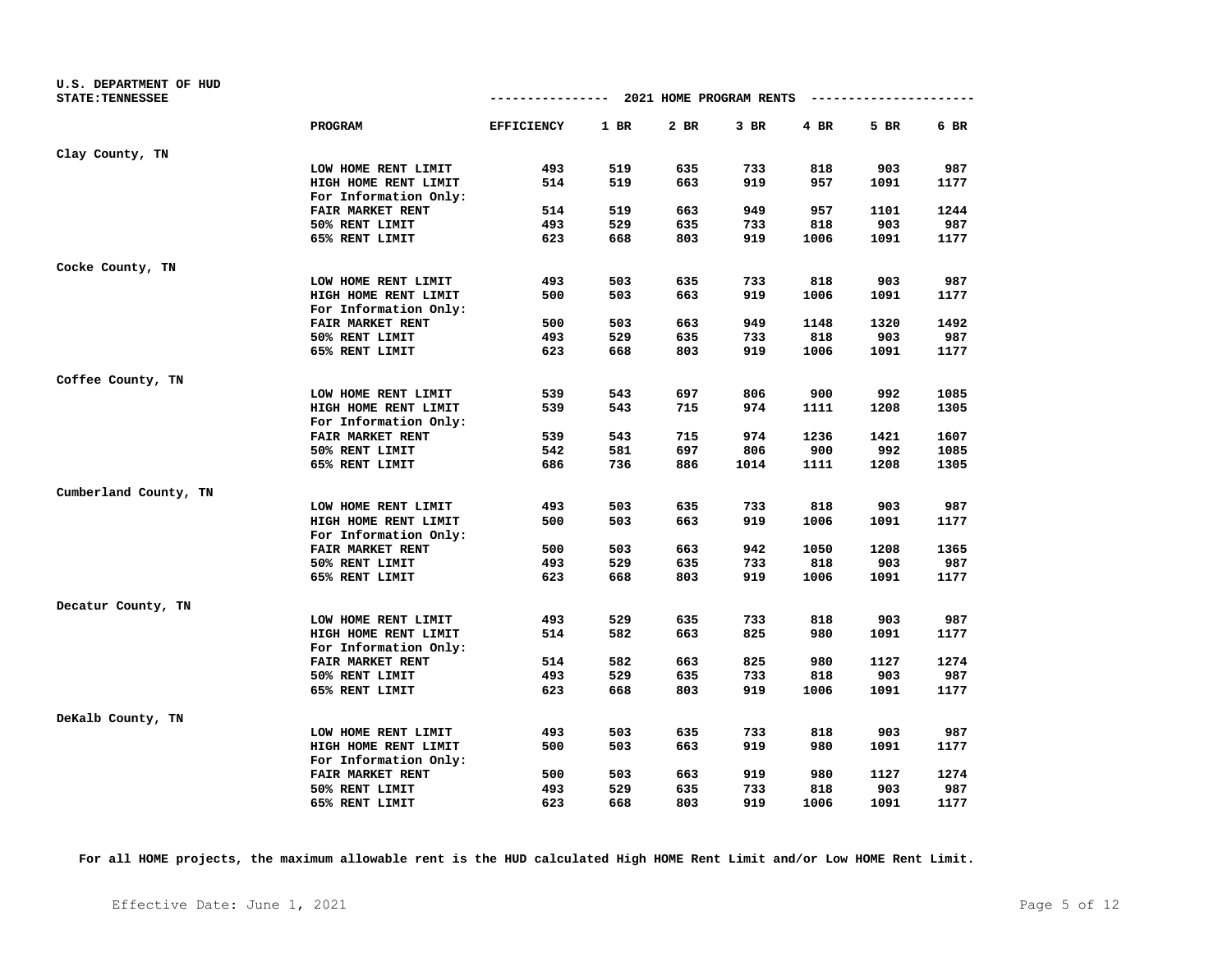U.S. DEPARTMENT OF HUD
STATE:TENNESSEE

## 2021 HOME PROGRAM RENTS

| | PROGRAM | EFFICIENCY | 1 BR | 2 BR | 3 BR | 4 BR | 5 BR | 6 BR |
|---|---|---|---|---|---|---|---|---|
| **Clay County, TN** | | | | | | | | |
| | LOW HOME RENT LIMIT | 493 | 519 | 635 | 733 | 818 | 903 | 987 |
| | HIGH HOME RENT LIMIT | 514 | 519 | 663 | 919 | 957 | 1091 | 1177 |
| | For Information Only: | | | | | | | |
| | FAIR MARKET RENT | 514 | 519 | 663 | 949 | 957 | 1101 | 1244 |
| | 50% RENT LIMIT | 493 | 529 | 635 | 733 | 818 | 903 | 987 |
| | 65% RENT LIMIT | 623 | 668 | 803 | 919 | 1006 | 1091 | 1177 |
| **Cocke County, TN** | | | | | | | | |
| | LOW HOME RENT LIMIT | 493 | 503 | 635 | 733 | 818 | 903 | 987 |
| | HIGH HOME RENT LIMIT | 500 | 503 | 663 | 919 | 1006 | 1091 | 1177 |
| | For Information Only: | | | | | | | |
| | FAIR MARKET RENT | 500 | 503 | 663 | 949 | 1148 | 1320 | 1492 |
| | 50% RENT LIMIT | 493 | 529 | 635 | 733 | 818 | 903 | 987 |
| | 65% RENT LIMIT | 623 | 668 | 803 | 919 | 1006 | 1091 | 1177 |
| **Coffee County, TN** | | | | | | | | |
| | LOW HOME RENT LIMIT | 539 | 543 | 697 | 806 | 900 | 992 | 1085 |
| | HIGH HOME RENT LIMIT | 539 | 543 | 715 | 974 | 1111 | 1208 | 1305 |
| | For Information Only: | | | | | | | |
| | FAIR MARKET RENT | 539 | 543 | 715 | 974 | 1236 | 1421 | 1607 |
| | 50% RENT LIMIT | 542 | 581 | 697 | 806 | 900 | 992 | 1085 |
| | 65% RENT LIMIT | 686 | 736 | 886 | 1014 | 1111 | 1208 | 1305 |
| **Cumberland County, TN** | | | | | | | | |
| | LOW HOME RENT LIMIT | 493 | 503 | 635 | 733 | 818 | 903 | 987 |
| | HIGH HOME RENT LIMIT | 500 | 503 | 663 | 919 | 1006 | 1091 | 1177 |
| | For Information Only: | | | | | | | |
| | FAIR MARKET RENT | 500 | 503 | 663 | 942 | 1050 | 1208 | 1365 |
| | 50% RENT LIMIT | 493 | 529 | 635 | 733 | 818 | 903 | 987 |
| | 65% RENT LIMIT | 623 | 668 | 803 | 919 | 1006 | 1091 | 1177 |
| **Decatur County, TN** | | | | | | | | |
| | LOW HOME RENT LIMIT | 493 | 529 | 635 | 733 | 818 | 903 | 987 |
| | HIGH HOME RENT LIMIT | 514 | 582 | 663 | 825 | 980 | 1091 | 1177 |
| | For Information Only: | | | | | | | |
| | FAIR MARKET RENT | 514 | 582 | 663 | 825 | 980 | 1127 | 1274 |
| | 50% RENT LIMIT | 493 | 529 | 635 | 733 | 818 | 903 | 987 |
| | 65% RENT LIMIT | 623 | 668 | 803 | 919 | 1006 | 1091 | 1177 |
| **DeKalb County, TN** | | | | | | | | |
| | LOW HOME RENT LIMIT | 493 | 503 | 635 | 733 | 818 | 903 | 987 |
| | HIGH HOME RENT LIMIT | 500 | 503 | 663 | 919 | 980 | 1091 | 1177 |
| | For Information Only: | | | | | | | |
| | FAIR MARKET RENT | 500 | 503 | 663 | 919 | 980 | 1127 | 1274 |
| | 50% RENT LIMIT | 493 | 529 | 635 | 733 | 818 | 903 | 987 |
| | 65% RENT LIMIT | 623 | 668 | 803 | 919 | 1006 | 1091 | 1177 |

**For all HOME projects, the maximum allowable rent is the HUD calculated High HOME Rent Limit and/or Low HOME Rent Limit.**

Effective Date: June 1, 2021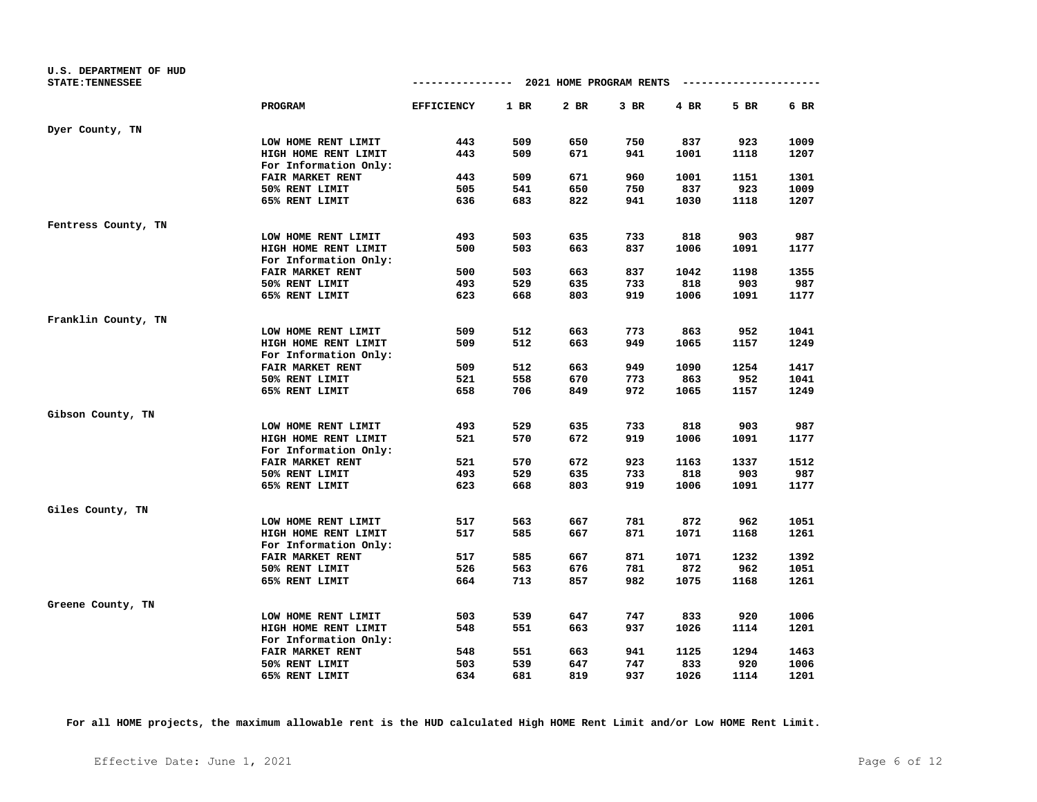U.S. DEPARTMENT OF HUD
STATE:TENNESSEE

2021 HOME PROGRAM RENTS

| | PROGRAM | EFFICIENCY | 1 BR | 2 BR | 3 BR | 4 BR | 5 BR | 6 BR |
|---|---|---|---|---|---|---|---|---|
| Dyer County, TN | | | | | | | | |
| | LOW HOME RENT LIMIT | 443 | 509 | 650 | 750 | 837 | 923 | 1009 |
| | HIGH HOME RENT LIMIT | 443 | 509 | 671 | 941 | 1001 | 1118 | 1207 |
| | For Information Only: | | | | | | | |
| | FAIR MARKET RENT | 443 | 509 | 671 | 960 | 1001 | 1151 | 1301 |
| | 50% RENT LIMIT | 505 | 541 | 650 | 750 | 837 | 923 | 1009 |
| | 65% RENT LIMIT | 636 | 683 | 822 | 941 | 1030 | 1118 | 1207 |
| Fentress County, TN | | | | | | | | |
| | LOW HOME RENT LIMIT | 493 | 503 | 635 | 733 | 818 | 903 | 987 |
| | HIGH HOME RENT LIMIT | 500 | 503 | 663 | 837 | 1006 | 1091 | 1177 |
| | For Information Only: | | | | | | | |
| | FAIR MARKET RENT | 500 | 503 | 663 | 837 | 1042 | 1198 | 1355 |
| | 50% RENT LIMIT | 493 | 529 | 635 | 733 | 818 | 903 | 987 |
| | 65% RENT LIMIT | 623 | 668 | 803 | 919 | 1006 | 1091 | 1177 |
| Franklin County, TN | | | | | | | | |
| | LOW HOME RENT LIMIT | 509 | 512 | 663 | 773 | 863 | 952 | 1041 |
| | HIGH HOME RENT LIMIT | 509 | 512 | 663 | 949 | 1065 | 1157 | 1249 |
| | For Information Only: | | | | | | | |
| | FAIR MARKET RENT | 509 | 512 | 663 | 949 | 1090 | 1254 | 1417 |
| | 50% RENT LIMIT | 521 | 558 | 670 | 773 | 863 | 952 | 1041 |
| | 65% RENT LIMIT | 658 | 706 | 849 | 972 | 1065 | 1157 | 1249 |
| Gibson County, TN | | | | | | | | |
| | LOW HOME RENT LIMIT | 493 | 529 | 635 | 733 | 818 | 903 | 987 |
| | HIGH HOME RENT LIMIT | 521 | 570 | 672 | 919 | 1006 | 1091 | 1177 |
| | For Information Only: | | | | | | | |
| | FAIR MARKET RENT | 521 | 570 | 672 | 923 | 1163 | 1337 | 1512 |
| | 50% RENT LIMIT | 493 | 529 | 635 | 733 | 818 | 903 | 987 |
| | 65% RENT LIMIT | 623 | 668 | 803 | 919 | 1006 | 1091 | 1177 |
| Giles County, TN | | | | | | | | |
| | LOW HOME RENT LIMIT | 517 | 563 | 667 | 781 | 872 | 962 | 1051 |
| | HIGH HOME RENT LIMIT | 517 | 585 | 667 | 871 | 1071 | 1168 | 1261 |
| | For Information Only: | | | | | | | |
| | FAIR MARKET RENT | 517 | 585 | 667 | 871 | 1071 | 1232 | 1392 |
| | 50% RENT LIMIT | 526 | 563 | 676 | 781 | 872 | 962 | 1051 |
| | 65% RENT LIMIT | 664 | 713 | 857 | 982 | 1075 | 1168 | 1261 |
| Greene County, TN | | | | | | | | |
| | LOW HOME RENT LIMIT | 503 | 539 | 647 | 747 | 833 | 920 | 1006 |
| | HIGH HOME RENT LIMIT | 548 | 551 | 663 | 937 | 1026 | 1114 | 1201 |
| | For Information Only: | | | | | | | |
| | FAIR MARKET RENT | 548 | 551 | 663 | 941 | 1125 | 1294 | 1463 |
| | 50% RENT LIMIT | 503 | 539 | 647 | 747 | 833 | 920 | 1006 |
| | 65% RENT LIMIT | 634 | 681 | 819 | 937 | 1026 | 1114 | 1201 |

**For all HOME projects, the maximum allowable rent is the HUD calculated High HOME Rent Limit and/or Low HOME Rent Limit.**

Effective Date: June 1, 2021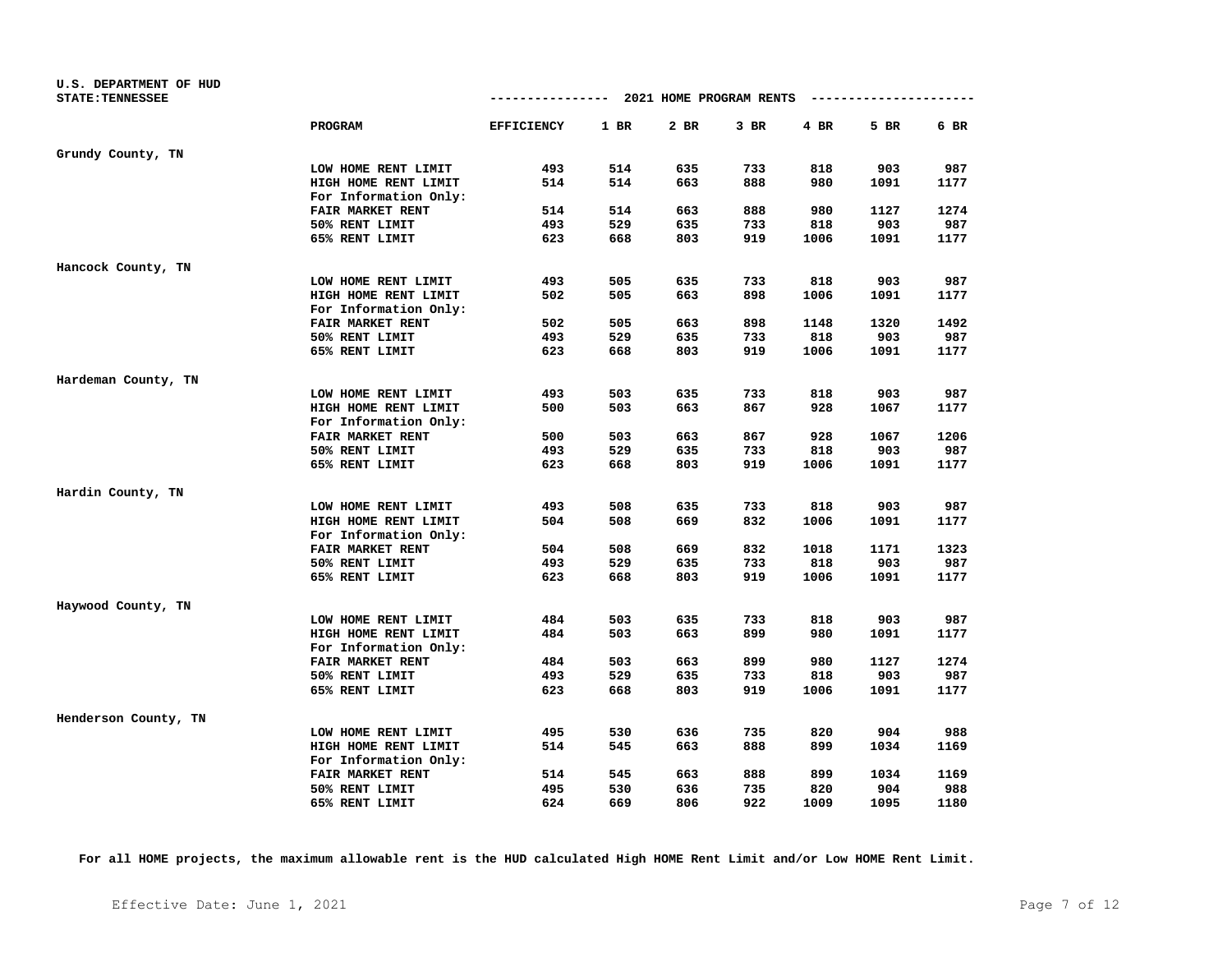U.S. DEPARTMENT OF HUD
STATE:TENNESSEE

## 2021 HOME PROGRAM RENTS

| | PROGRAM | EFFICIENCY | 1 BR | 2 BR | 3 BR | 4 BR | 5 BR | 6 BR |
|---|---|---|---|---|---|---|---|---|
| Grundy County, TN | | | | | | | | |
| | LOW HOME RENT LIMIT | 493 | 514 | 635 | 733 | 818 | 903 | 987 |
| | HIGH HOME RENT LIMIT | 514 | 514 | 663 | 888 | 980 | 1091 | 1177 |
| | For Information Only: | | | | | | | |
| | FAIR MARKET RENT | 514 | 514 | 663 | 888 | 980 | 1127 | 1274 |
| | 50% RENT LIMIT | 493 | 529 | 635 | 733 | 818 | 903 | 987 |
| | 65% RENT LIMIT | 623 | 668 | 803 | 919 | 1006 | 1091 | 1177 |
| Hancock County, TN | | | | | | | | |
| | LOW HOME RENT LIMIT | 493 | 505 | 635 | 733 | 818 | 903 | 987 |
| | HIGH HOME RENT LIMIT | 502 | 505 | 663 | 898 | 1006 | 1091 | 1177 |
| | For Information Only: | | | | | | | |
| | FAIR MARKET RENT | 502 | 505 | 663 | 898 | 1148 | 1320 | 1492 |
| | 50% RENT LIMIT | 493 | 529 | 635 | 733 | 818 | 903 | 987 |
| | 65% RENT LIMIT | 623 | 668 | 803 | 919 | 1006 | 1091 | 1177 |
| Hardeman County, TN | | | | | | | | |
| | LOW HOME RENT LIMIT | 493 | 503 | 635 | 733 | 818 | 903 | 987 |
| | HIGH HOME RENT LIMIT | 500 | 503 | 663 | 867 | 928 | 1067 | 1177 |
| | For Information Only: | | | | | | | |
| | FAIR MARKET RENT | 500 | 503 | 663 | 867 | 928 | 1067 | 1206 |
| | 50% RENT LIMIT | 493 | 529 | 635 | 733 | 818 | 903 | 987 |
| | 65% RENT LIMIT | 623 | 668 | 803 | 919 | 1006 | 1091 | 1177 |
| Hardin County, TN | | | | | | | | |
| | LOW HOME RENT LIMIT | 493 | 508 | 635 | 733 | 818 | 903 | 987 |
| | HIGH HOME RENT LIMIT | 504 | 508 | 669 | 832 | 1006 | 1091 | 1177 |
| | For Information Only: | | | | | | | |
| | FAIR MARKET RENT | 504 | 508 | 669 | 832 | 1018 | 1171 | 1323 |
| | 50% RENT LIMIT | 493 | 529 | 635 | 733 | 818 | 903 | 987 |
| | 65% RENT LIMIT | 623 | 668 | 803 | 919 | 1006 | 1091 | 1177 |
| Haywood County, TN | | | | | | | | |
| | LOW HOME RENT LIMIT | 484 | 503 | 635 | 733 | 818 | 903 | 987 |
| | HIGH HOME RENT LIMIT | 484 | 503 | 663 | 899 | 980 | 1091 | 1177 |
| | For Information Only: | | | | | | | |
| | FAIR MARKET RENT | 484 | 503 | 663 | 899 | 980 | 1127 | 1274 |
| | 50% RENT LIMIT | 493 | 529 | 635 | 733 | 818 | 903 | 987 |
| | 65% RENT LIMIT | 623 | 668 | 803 | 919 | 1006 | 1091 | 1177 |
| Henderson County, TN | | | | | | | | |
| | LOW HOME RENT LIMIT | 495 | 530 | 636 | 735 | 820 | 904 | 988 |
| | HIGH HOME RENT LIMIT | 514 | 545 | 663 | 888 | 899 | 1034 | 1169 |
| | For Information Only: | | | | | | | |
| | FAIR MARKET RENT | 514 | 545 | 663 | 888 | 899 | 1034 | 1169 |
| | 50% RENT LIMIT | 495 | 530 | 636 | 735 | 820 | 904 | 988 |
| | 65% RENT LIMIT | 624 | 669 | 806 | 922 | 1009 | 1095 | 1180 |

**For all HOME projects, the maximum allowable rent is the HUD calculated High HOME Rent Limit and/or Low HOME Rent Limit.**

Effective Date: June 1, 2021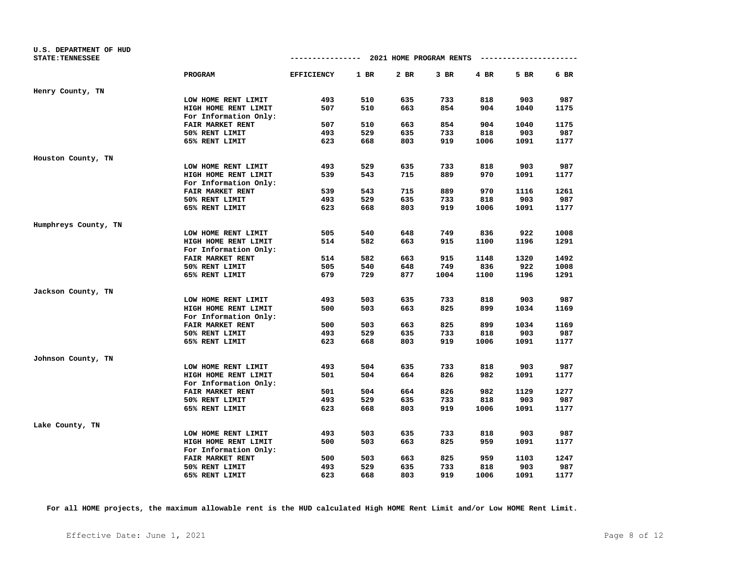U.S. DEPARTMENT OF HUD
STATE:TENNESSEE

## 2021 HOME PROGRAM RENTS

| | PROGRAM | EFFICIENCY | 1 BR | 2 BR | 3 BR | 4 BR | 5 BR | 6 BR |
|---|---|---|---|---|---|---|---|---|
| **Henry County, TN** | | | | | | | | |
| | LOW HOME RENT LIMIT | 493 | 510 | 635 | 733 | 818 | 903 | 987 |
| | HIGH HOME RENT LIMIT | 507 | 510 | 663 | 854 | 904 | 1040 | 1175 |
| | For Information Only: | | | | | | | |
| | FAIR MARKET RENT | 507 | 510 | 663 | 854 | 904 | 1040 | 1175 |
| | 50% RENT LIMIT | 493 | 529 | 635 | 733 | 818 | 903 | 987 |
| | 65% RENT LIMIT | 623 | 668 | 803 | 919 | 1006 | 1091 | 1177 |
| **Houston County, TN** | | | | | | | | |
| | LOW HOME RENT LIMIT | 493 | 529 | 635 | 733 | 818 | 903 | 987 |
| | HIGH HOME RENT LIMIT | 539 | 543 | 715 | 889 | 970 | 1091 | 1177 |
| | For Information Only: | | | | | | | |
| | FAIR MARKET RENT | 539 | 543 | 715 | 889 | 970 | 1116 | 1261 |
| | 50% RENT LIMIT | 493 | 529 | 635 | 733 | 818 | 903 | 987 |
| | 65% RENT LIMIT | 623 | 668 | 803 | 919 | 1006 | 1091 | 1177 |
| **Humphreys County, TN** | | | | | | | | |
| | LOW HOME RENT LIMIT | 505 | 540 | 648 | 749 | 836 | 922 | 1008 |
| | HIGH HOME RENT LIMIT | 514 | 582 | 663 | 915 | 1100 | 1196 | 1291 |
| | For Information Only: | | | | | | | |
| | FAIR MARKET RENT | 514 | 582 | 663 | 915 | 1148 | 1320 | 1492 |
| | 50% RENT LIMIT | 505 | 540 | 648 | 749 | 836 | 922 | 1008 |
| | 65% RENT LIMIT | 679 | 729 | 877 | 1004 | 1100 | 1196 | 1291 |
| **Jackson County, TN** | | | | | | | | |
| | LOW HOME RENT LIMIT | 493 | 503 | 635 | 733 | 818 | 903 | 987 |
| | HIGH HOME RENT LIMIT | 500 | 503 | 663 | 825 | 899 | 1034 | 1169 |
| | For Information Only: | | | | | | | |
| | FAIR MARKET RENT | 500 | 503 | 663 | 825 | 899 | 1034 | 1169 |
| | 50% RENT LIMIT | 493 | 529 | 635 | 733 | 818 | 903 | 987 |
| | 65% RENT LIMIT | 623 | 668 | 803 | 919 | 1006 | 1091 | 1177 |
| **Johnson County, TN** | | | | | | | | |
| | LOW HOME RENT LIMIT | 493 | 504 | 635 | 733 | 818 | 903 | 987 |
| | HIGH HOME RENT LIMIT | 501 | 504 | 664 | 826 | 982 | 1091 | 1177 |
| | For Information Only: | | | | | | | |
| | FAIR MARKET RENT | 501 | 504 | 664 | 826 | 982 | 1129 | 1277 |
| | 50% RENT LIMIT | 493 | 529 | 635 | 733 | 818 | 903 | 987 |
| | 65% RENT LIMIT | 623 | 668 | 803 | 919 | 1006 | 1091 | 1177 |
| **Lake County, TN** | | | | | | | | |
| | LOW HOME RENT LIMIT | 493 | 503 | 635 | 733 | 818 | 903 | 987 |
| | HIGH HOME RENT LIMIT | 500 | 503 | 663 | 825 | 959 | 1091 | 1177 |
| | For Information Only: | | | | | | | |
| | FAIR MARKET RENT | 500 | 503 | 663 | 825 | 959 | 1103 | 1247 |
| | 50% RENT LIMIT | 493 | 529 | 635 | 733 | 818 | 903 | 987 |
| | 65% RENT LIMIT | 623 | 668 | 803 | 919 | 1006 | 1091 | 1177 |

**For all HOME projects, the maximum allowable rent is the HUD calculated High HOME Rent Limit and/or Low HOME Rent Limit.**

Effective Date: June 1, 2021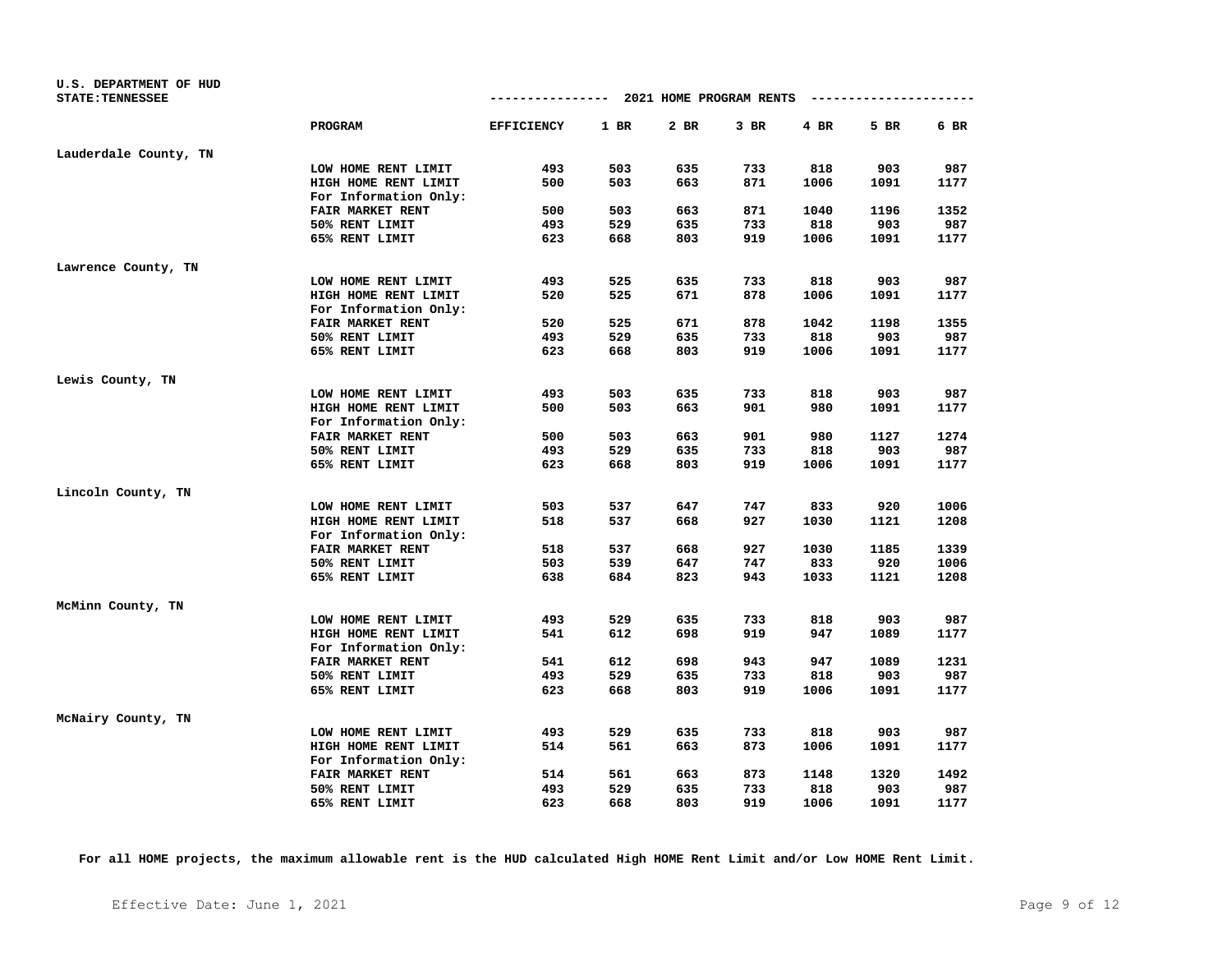U.S. DEPARTMENT OF HUD
STATE:TENNESSEE

## 2021 HOME PROGRAM RENTS

| County | PROGRAM | EFFICIENCY | 1 BR | 2 BR | 3 BR | 4 BR | 5 BR | 6 BR |
|---|---|---|---|---|---|---|---|---|
| Lauderdale County, TN | | | | | | | | |
| | LOW HOME RENT LIMIT | 493 | 503 | 635 | 733 | 818 | 903 | 987 |
| | HIGH HOME RENT LIMIT | 500 | 503 | 663 | 871 | 1006 | 1091 | 1177 |
| | For Information Only: | | | | | | | |
| | FAIR MARKET RENT | 500 | 503 | 663 | 871 | 1040 | 1196 | 1352 |
| | 50% RENT LIMIT | 493 | 529 | 635 | 733 | 818 | 903 | 987 |
| | 65% RENT LIMIT | 623 | 668 | 803 | 919 | 1006 | 1091 | 1177 |
| Lawrence County, TN | | | | | | | | |
| | LOW HOME RENT LIMIT | 493 | 525 | 635 | 733 | 818 | 903 | 987 |
| | HIGH HOME RENT LIMIT | 520 | 525 | 671 | 878 | 1006 | 1091 | 1177 |
| | For Information Only: | | | | | | | |
| | FAIR MARKET RENT | 520 | 525 | 671 | 878 | 1042 | 1198 | 1355 |
| | 50% RENT LIMIT | 493 | 529 | 635 | 733 | 818 | 903 | 987 |
| | 65% RENT LIMIT | 623 | 668 | 803 | 919 | 1006 | 1091 | 1177 |
| Lewis County, TN | | | | | | | | |
| | LOW HOME RENT LIMIT | 493 | 503 | 635 | 733 | 818 | 903 | 987 |
| | HIGH HOME RENT LIMIT | 500 | 503 | 663 | 901 | 980 | 1091 | 1177 |
| | For Information Only: | | | | | | | |
| | FAIR MARKET RENT | 500 | 503 | 663 | 901 | 980 | 1127 | 1274 |
| | 50% RENT LIMIT | 493 | 529 | 635 | 733 | 818 | 903 | 987 |
| | 65% RENT LIMIT | 623 | 668 | 803 | 919 | 1006 | 1091 | 1177 |
| Lincoln County, TN | | | | | | | | |
| | LOW HOME RENT LIMIT | 503 | 537 | 647 | 747 | 833 | 920 | 1006 |
| | HIGH HOME RENT LIMIT | 518 | 537 | 668 | 927 | 1030 | 1121 | 1208 |
| | For Information Only: | | | | | | | |
| | FAIR MARKET RENT | 518 | 537 | 668 | 927 | 1030 | 1185 | 1339 |
| | 50% RENT LIMIT | 503 | 539 | 647 | 747 | 833 | 920 | 1006 |
| | 65% RENT LIMIT | 638 | 684 | 823 | 943 | 1033 | 1121 | 1208 |
| McMinn County, TN | | | | | | | | |
| | LOW HOME RENT LIMIT | 493 | 529 | 635 | 733 | 818 | 903 | 987 |
| | HIGH HOME RENT LIMIT | 541 | 612 | 698 | 919 | 947 | 1089 | 1177 |
| | For Information Only: | | | | | | | |
| | FAIR MARKET RENT | 541 | 612 | 698 | 943 | 947 | 1089 | 1231 |
| | 50% RENT LIMIT | 493 | 529 | 635 | 733 | 818 | 903 | 987 |
| | 65% RENT LIMIT | 623 | 668 | 803 | 919 | 1006 | 1091 | 1177 |
| McNairy County, TN | | | | | | | | |
| | LOW HOME RENT LIMIT | 493 | 529 | 635 | 733 | 818 | 903 | 987 |
| | HIGH HOME RENT LIMIT | 514 | 561 | 663 | 873 | 1006 | 1091 | 1177 |
| | For Information Only: | | | | | | | |
| | FAIR MARKET RENT | 514 | 561 | 663 | 873 | 1148 | 1320 | 1492 |
| | 50% RENT LIMIT | 493 | 529 | 635 | 733 | 818 | 903 | 987 |
| | 65% RENT LIMIT | 623 | 668 | 803 | 919 | 1006 | 1091 | 1177 |

**For all HOME projects, the maximum allowable rent is the HUD calculated High HOME Rent Limit and/or Low HOME Rent Limit.**

Effective Date: June 1, 2021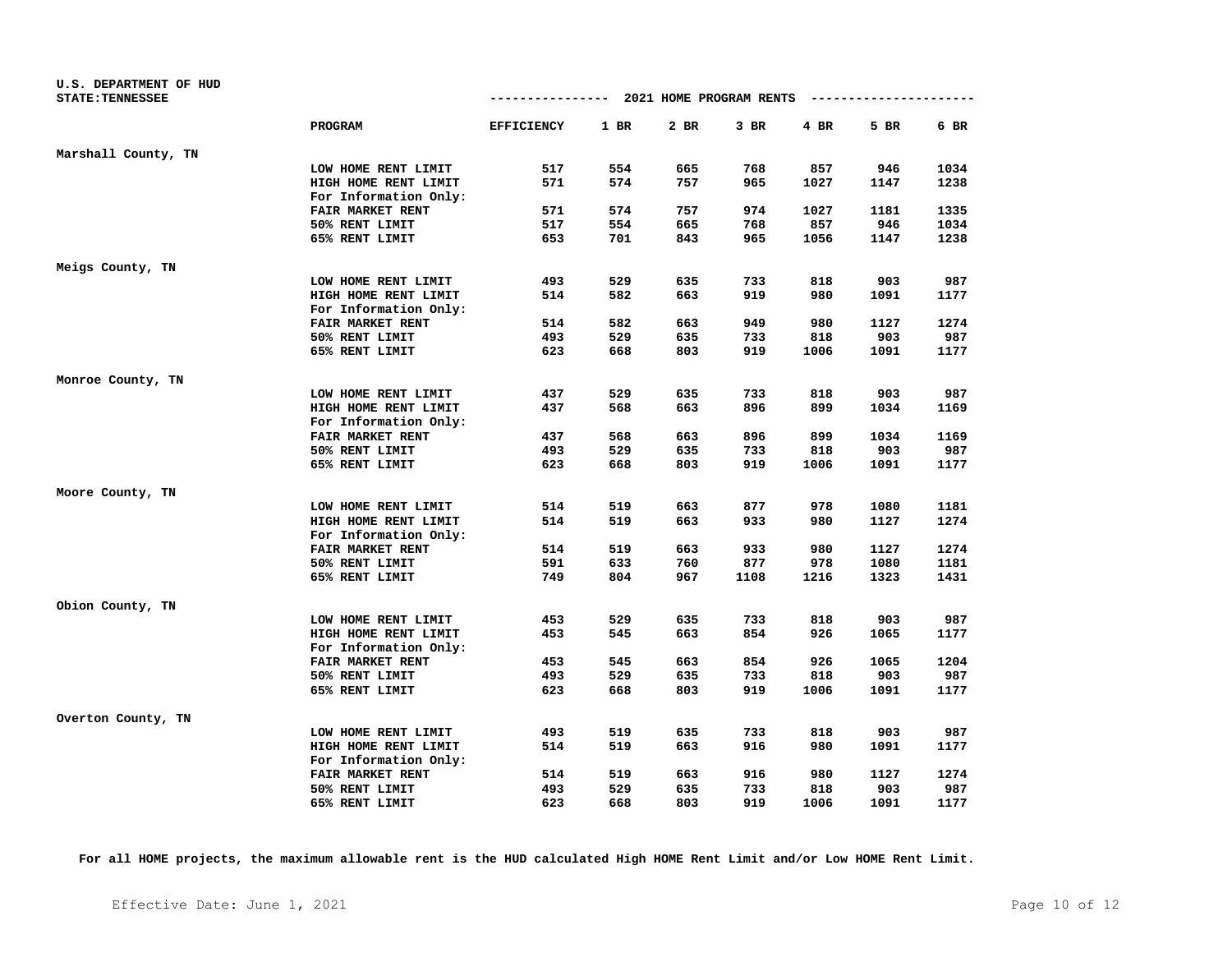U.S. DEPARTMENT OF HUD
STATE:TENNESSEE

## 2021 HOME PROGRAM RENTS

| | PROGRAM | EFFICIENCY | 1 BR | 2 BR | 3 BR | 4 BR | 5 BR | 6 BR |
|---|---|---|---|---|---|---|---|---|
| Marshall County, TN | | | | | | | | |
| | LOW HOME RENT LIMIT | 517 | 554 | 665 | 768 | 857 | 946 | 1034 |
| | HIGH HOME RENT LIMIT | 571 | 574 | 757 | 965 | 1027 | 1147 | 1238 |
| | For Information Only: | | | | | | | |
| | FAIR MARKET RENT | 571 | 574 | 757 | 974 | 1027 | 1181 | 1335 |
| | 50% RENT LIMIT | 517 | 554 | 665 | 768 | 857 | 946 | 1034 |
| | 65% RENT LIMIT | 653 | 701 | 843 | 965 | 1056 | 1147 | 1238 |
| Meigs County, TN | | | | | | | | |
| | LOW HOME RENT LIMIT | 493 | 529 | 635 | 733 | 818 | 903 | 987 |
| | HIGH HOME RENT LIMIT | 514 | 582 | 663 | 919 | 980 | 1091 | 1177 |
| | For Information Only: | | | | | | | |
| | FAIR MARKET RENT | 514 | 582 | 663 | 949 | 980 | 1127 | 1274 |
| | 50% RENT LIMIT | 493 | 529 | 635 | 733 | 818 | 903 | 987 |
| | 65% RENT LIMIT | 623 | 668 | 803 | 919 | 1006 | 1091 | 1177 |
| Monroe County, TN | | | | | | | | |
| | LOW HOME RENT LIMIT | 437 | 529 | 635 | 733 | 818 | 903 | 987 |
| | HIGH HOME RENT LIMIT | 437 | 568 | 663 | 896 | 899 | 1034 | 1169 |
| | For Information Only: | | | | | | | |
| | FAIR MARKET RENT | 437 | 568 | 663 | 896 | 899 | 1034 | 1169 |
| | 50% RENT LIMIT | 493 | 529 | 635 | 733 | 818 | 903 | 987 |
| | 65% RENT LIMIT | 623 | 668 | 803 | 919 | 1006 | 1091 | 1177 |
| Moore County, TN | | | | | | | | |
| | LOW HOME RENT LIMIT | 514 | 519 | 663 | 877 | 978 | 1080 | 1181 |
| | HIGH HOME RENT LIMIT | 514 | 519 | 663 | 933 | 980 | 1127 | 1274 |
| | For Information Only: | | | | | | | |
| | FAIR MARKET RENT | 514 | 519 | 663 | 933 | 980 | 1127 | 1274 |
| | 50% RENT LIMIT | 591 | 633 | 760 | 877 | 978 | 1080 | 1181 |
| | 65% RENT LIMIT | 749 | 804 | 967 | 1108 | 1216 | 1323 | 1431 |
| Obion County, TN | | | | | | | | |
| | LOW HOME RENT LIMIT | 453 | 529 | 635 | 733 | 818 | 903 | 987 |
| | HIGH HOME RENT LIMIT | 453 | 545 | 663 | 854 | 926 | 1065 | 1177 |
| | For Information Only: | | | | | | | |
| | FAIR MARKET RENT | 453 | 545 | 663 | 854 | 926 | 1065 | 1204 |
| | 50% RENT LIMIT | 493 | 529 | 635 | 733 | 818 | 903 | 987 |
| | 65% RENT LIMIT | 623 | 668 | 803 | 919 | 1006 | 1091 | 1177 |
| Overton County, TN | | | | | | | | |
| | LOW HOME RENT LIMIT | 493 | 519 | 635 | 733 | 818 | 903 | 987 |
| | HIGH HOME RENT LIMIT | 514 | 519 | 663 | 916 | 980 | 1091 | 1177 |
| | For Information Only: | | | | | | | |
| | FAIR MARKET RENT | 514 | 519 | 663 | 916 | 980 | 1127 | 1274 |
| | 50% RENT LIMIT | 493 | 529 | 635 | 733 | 818 | 903 | 987 |
| | 65% RENT LIMIT | 623 | 668 | 803 | 919 | 1006 | 1091 | 1177 |

**For all HOME projects, the maximum allowable rent is the HUD calculated High HOME Rent Limit and/or Low HOME Rent Limit.**

Effective Date: June 1, 2021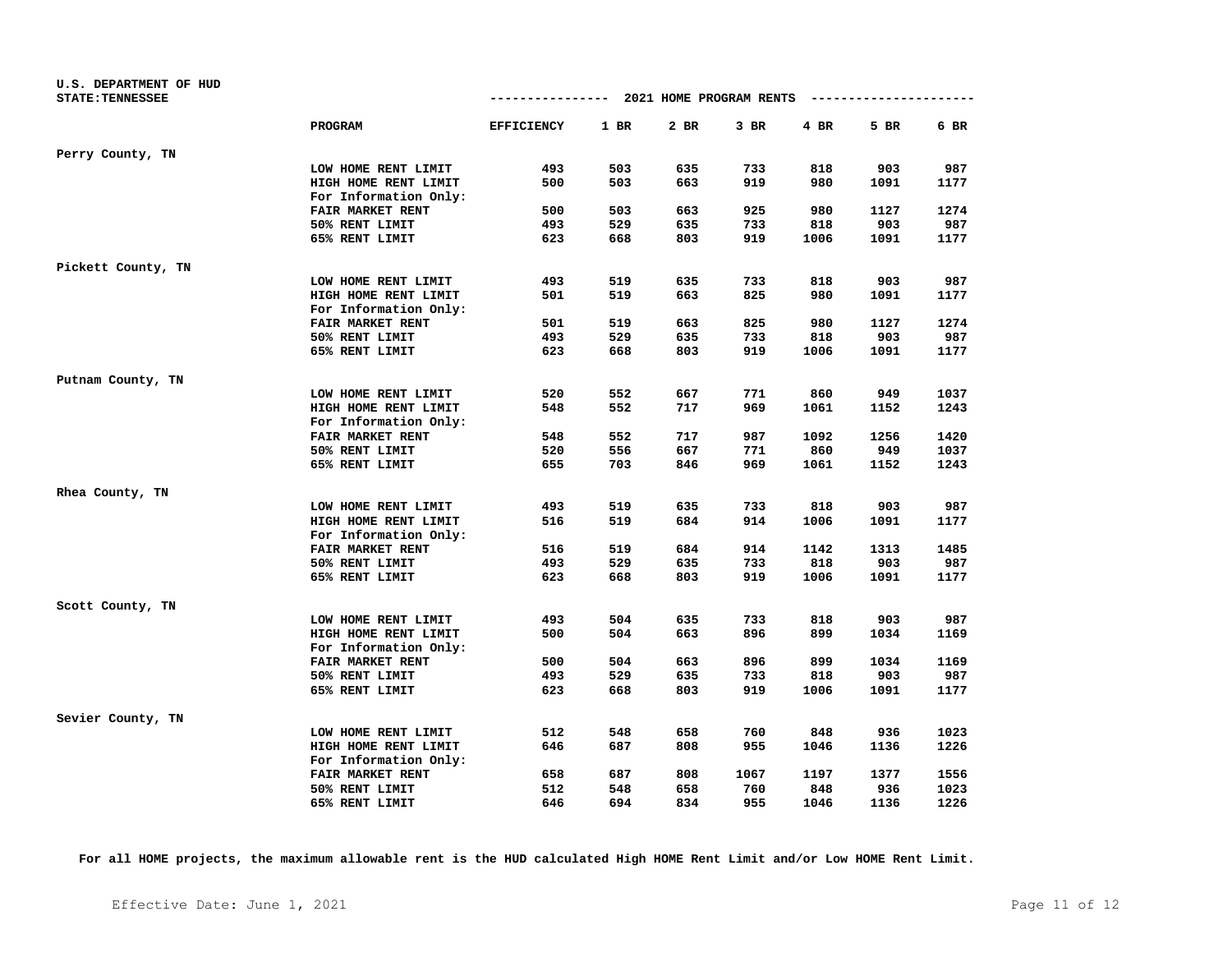U.S. DEPARTMENT OF HUD
STATE:TENNESSEE

## 2021 HOME PROGRAM RENTS

| | PROGRAM | EFFICIENCY | 1 BR | 2 BR | 3 BR | 4 BR | 5 BR | 6 BR |
|---|---|---|---|---|---|---|---|---|
| Perry County, TN | | | | | | | | |
| | LOW HOME RENT LIMIT | 493 | 503 | 635 | 733 | 818 | 903 | 987 |
| | HIGH HOME RENT LIMIT | 500 | 503 | 663 | 919 | 980 | 1091 | 1177 |
| | For Information Only: | | | | | | | |
| | FAIR MARKET RENT | 500 | 503 | 663 | 925 | 980 | 1127 | 1274 |
| | 50% RENT LIMIT | 493 | 529 | 635 | 733 | 818 | 903 | 987 |
| | 65% RENT LIMIT | 623 | 668 | 803 | 919 | 1006 | 1091 | 1177 |
| Pickett County, TN | | | | | | | | |
| | LOW HOME RENT LIMIT | 493 | 519 | 635 | 733 | 818 | 903 | 987 |
| | HIGH HOME RENT LIMIT | 501 | 519 | 663 | 825 | 980 | 1091 | 1177 |
| | For Information Only: | | | | | | | |
| | FAIR MARKET RENT | 501 | 519 | 663 | 825 | 980 | 1127 | 1274 |
| | 50% RENT LIMIT | 493 | 529 | 635 | 733 | 818 | 903 | 987 |
| | 65% RENT LIMIT | 623 | 668 | 803 | 919 | 1006 | 1091 | 1177 |
| Putnam County, TN | | | | | | | | |
| | LOW HOME RENT LIMIT | 520 | 552 | 667 | 771 | 860 | 949 | 1037 |
| | HIGH HOME RENT LIMIT | 548 | 552 | 717 | 969 | 1061 | 1152 | 1243 |
| | For Information Only: | | | | | | | |
| | FAIR MARKET RENT | 548 | 552 | 717 | 987 | 1092 | 1256 | 1420 |
| | 50% RENT LIMIT | 520 | 556 | 667 | 771 | 860 | 949 | 1037 |
| | 65% RENT LIMIT | 655 | 703 | 846 | 969 | 1061 | 1152 | 1243 |
| Rhea County, TN | | | | | | | | |
| | LOW HOME RENT LIMIT | 493 | 519 | 635 | 733 | 818 | 903 | 987 |
| | HIGH HOME RENT LIMIT | 516 | 519 | 684 | 914 | 1006 | 1091 | 1177 |
| | For Information Only: | | | | | | | |
| | FAIR MARKET RENT | 516 | 519 | 684 | 914 | 1142 | 1313 | 1485 |
| | 50% RENT LIMIT | 493 | 529 | 635 | 733 | 818 | 903 | 987 |
| | 65% RENT LIMIT | 623 | 668 | 803 | 919 | 1006 | 1091 | 1177 |
| Scott County, TN | | | | | | | | |
| | LOW HOME RENT LIMIT | 493 | 504 | 635 | 733 | 818 | 903 | 987 |
| | HIGH HOME RENT LIMIT | 500 | 504 | 663 | 896 | 899 | 1034 | 1169 |
| | For Information Only: | | | | | | | |
| | FAIR MARKET RENT | 500 | 504 | 663 | 896 | 899 | 1034 | 1169 |
| | 50% RENT LIMIT | 493 | 529 | 635 | 733 | 818 | 903 | 987 |
| | 65% RENT LIMIT | 623 | 668 | 803 | 919 | 1006 | 1091 | 1177 |
| Sevier County, TN | | | | | | | | |
| | LOW HOME RENT LIMIT | 512 | 548 | 658 | 760 | 848 | 936 | 1023 |
| | HIGH HOME RENT LIMIT | 646 | 687 | 808 | 955 | 1046 | 1136 | 1226 |
| | For Information Only: | | | | | | | |
| | FAIR MARKET RENT | 658 | 687 | 808 | 1067 | 1197 | 1377 | 1556 |
| | 50% RENT LIMIT | 512 | 548 | 658 | 760 | 848 | 936 | 1023 |
| | 65% RENT LIMIT | 646 | 694 | 834 | 955 | 1046 | 1136 | 1226 |

**For all HOME projects, the maximum allowable rent is the HUD calculated High HOME Rent Limit and/or Low HOME Rent Limit.**

Effective Date: June 1, 2021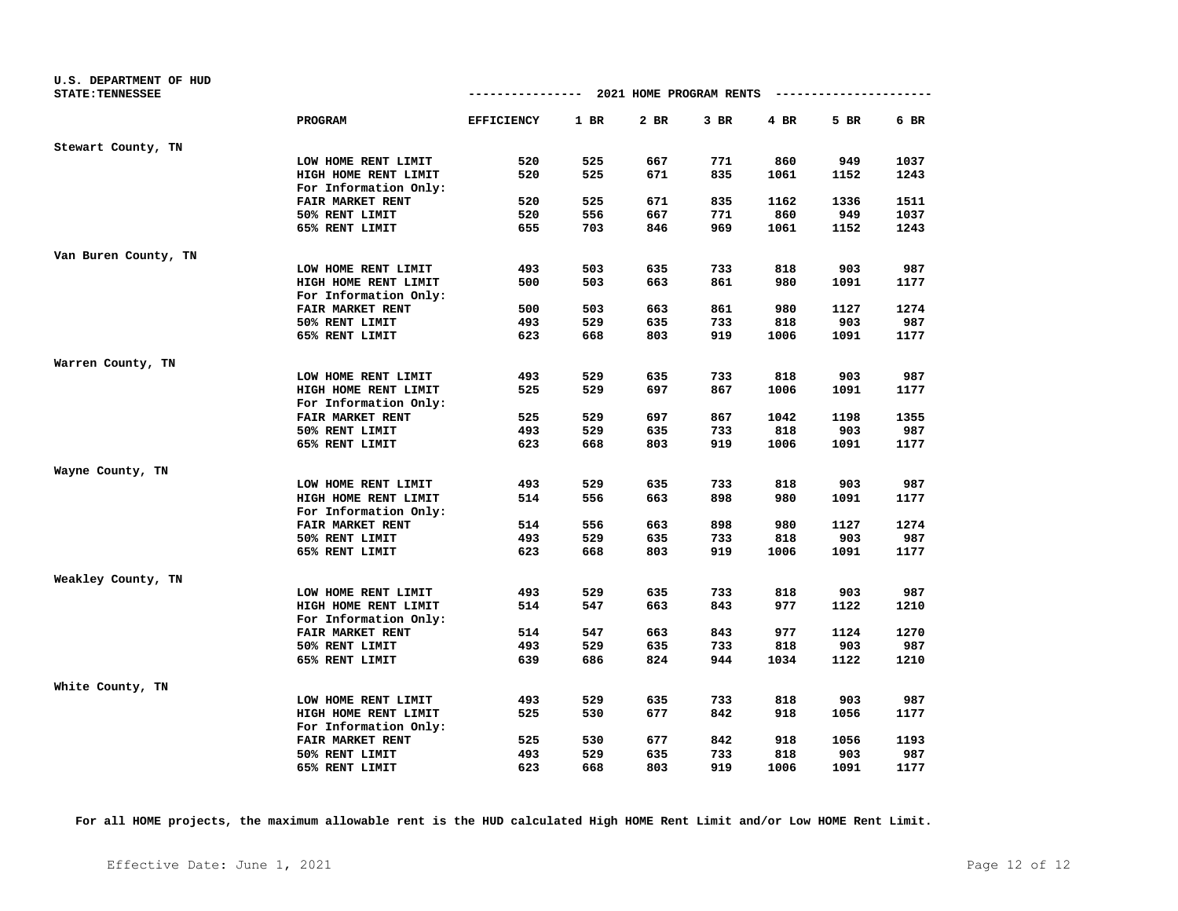U.S. DEPARTMENT OF HUD
STATE:TENNESSEE

---------------- 2021 HOME PROGRAM RENTS ----------------------

| | PROGRAM | EFFICIENCY | 1 BR | 2 BR | 3 BR | 4 BR | 5 BR | 6 BR |
|---|---|---|---|---|---|---|---|---|
| Stewart County, TN | | | | | | | | |
| | LOW HOME RENT LIMIT | 520 | 525 | 667 | 771 | 860 | 949 | 1037 |
| | HIGH HOME RENT LIMIT | 520 | 525 | 671 | 835 | 1061 | 1152 | 1243 |
| | For Information Only: | | | | | | | |
| | FAIR MARKET RENT | 520 | 525 | 671 | 835 | 1162 | 1336 | 1511 |
| | 50% RENT LIMIT | 520 | 556 | 667 | 771 | 860 | 949 | 1037 |
| | 65% RENT LIMIT | 655 | 703 | 846 | 969 | 1061 | 1152 | 1243 |
| Van Buren County, TN | | | | | | | | |
| | LOW HOME RENT LIMIT | 493 | 503 | 635 | 733 | 818 | 903 | 987 |
| | HIGH HOME RENT LIMIT | 500 | 503 | 663 | 861 | 980 | 1091 | 1177 |
| | For Information Only: | | | | | | | |
| | FAIR MARKET RENT | 500 | 503 | 663 | 861 | 980 | 1127 | 1274 |
| | 50% RENT LIMIT | 493 | 529 | 635 | 733 | 818 | 903 | 987 |
| | 65% RENT LIMIT | 623 | 668 | 803 | 919 | 1006 | 1091 | 1177 |
| Warren County, TN | | | | | | | | |
| | LOW HOME RENT LIMIT | 493 | 529 | 635 | 733 | 818 | 903 | 987 |
| | HIGH HOME RENT LIMIT | 525 | 529 | 697 | 867 | 1006 | 1091 | 1177 |
| | For Information Only: | | | | | | | |
| | FAIR MARKET RENT | 525 | 529 | 697 | 867 | 1042 | 1198 | 1355 |
| | 50% RENT LIMIT | 493 | 529 | 635 | 733 | 818 | 903 | 987 |
| | 65% RENT LIMIT | 623 | 668 | 803 | 919 | 1006 | 1091 | 1177 |
| Wayne County, TN | | | | | | | | |
| | LOW HOME RENT LIMIT | 493 | 529 | 635 | 733 | 818 | 903 | 987 |
| | HIGH HOME RENT LIMIT | 514 | 556 | 663 | 898 | 980 | 1091 | 1177 |
| | For Information Only: | | | | | | | |
| | FAIR MARKET RENT | 514 | 556 | 663 | 898 | 980 | 1127 | 1274 |
| | 50% RENT LIMIT | 493 | 529 | 635 | 733 | 818 | 903 | 987 |
| | 65% RENT LIMIT | 623 | 668 | 803 | 919 | 1006 | 1091 | 1177 |
| Weakley County, TN | | | | | | | | |
| | LOW HOME RENT LIMIT | 493 | 529 | 635 | 733 | 818 | 903 | 987 |
| | HIGH HOME RENT LIMIT | 514 | 547 | 663 | 843 | 977 | 1122 | 1210 |
| | For Information Only: | | | | | | | |
| | FAIR MARKET RENT | 514 | 547 | 663 | 843 | 977 | 1124 | 1270 |
| | 50% RENT LIMIT | 493 | 529 | 635 | 733 | 818 | 903 | 987 |
| | 65% RENT LIMIT | 639 | 686 | 824 | 944 | 1034 | 1122 | 1210 |
| White County, TN | | | | | | | | |
| | LOW HOME RENT LIMIT | 493 | 529 | 635 | 733 | 818 | 903 | 987 |
| | HIGH HOME RENT LIMIT | 525 | 530 | 677 | 842 | 918 | 1056 | 1177 |
| | For Information Only: | | | | | | | |
| | FAIR MARKET RENT | 525 | 530 | 677 | 842 | 918 | 1056 | 1193 |
| | 50% RENT LIMIT | 493 | 529 | 635 | 733 | 818 | 903 | 987 |
| | 65% RENT LIMIT | 623 | 668 | 803 | 919 | 1006 | 1091 | 1177 |

**For all HOME projects, the maximum allowable rent is the HUD calculated High HOME Rent Limit and/or Low HOME Rent Limit.**

Effective Date: June 1, 2021